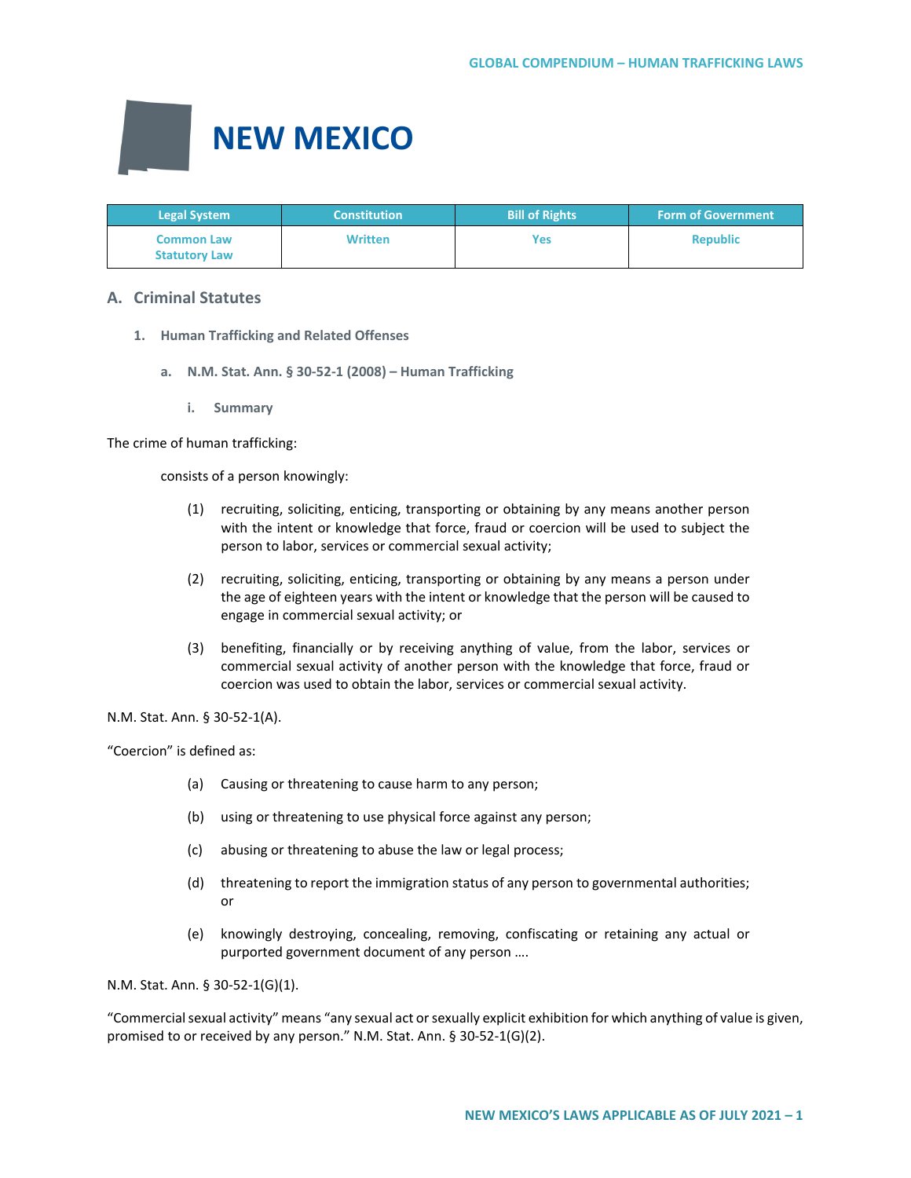# NEW MEXICO

| Legal System | Constitution | Bill of Rights | Form of Government |
| --- | --- | --- | --- |
| Common Law<br>Statutory Law | Written | Yes | Republic |

## A. Criminal Statutes

### 1. Human Trafficking and Related Offenses

#### a. N.M. Stat. Ann. § 30-52-1 (2008) – Human Trafficking

##### i. Summary

The crime of human trafficking:

consists of a person knowingly:

(1) recruiting, soliciting, enticing, transporting or obtaining by any means another person with the intent or knowledge that force, fraud or coercion will be used to subject the person to labor, services or commercial sexual activity;

(2) recruiting, soliciting, enticing, transporting or obtaining by any means a person under the age of eighteen years with the intent or knowledge that the person will be caused to engage in commercial sexual activity; or

(3) benefiting, financially or by receiving anything of value, from the labor, services or commercial sexual activity of another person with the knowledge that force, fraud or coercion was used to obtain the labor, services or commercial sexual activity.

N.M. Stat. Ann. § 30-52-1(A).

"Coercion" is defined as:

(a) Causing or threatening to cause harm to any person;

(b) using or threatening to use physical force against any person;

(c) abusing or threatening to abuse the law or legal process;

(d) threatening to report the immigration status of any person to governmental authorities; or

(e) knowingly destroying, concealing, removing, confiscating or retaining any actual or purported government document of any person ….

N.M. Stat. Ann. § 30-52-1(G)(1).

"Commercial sexual activity" means "any sexual act or sexually explicit exhibition for which anything of value is given, promised to or received by any person." N.M. Stat. Ann. § 30-52-1(G)(2).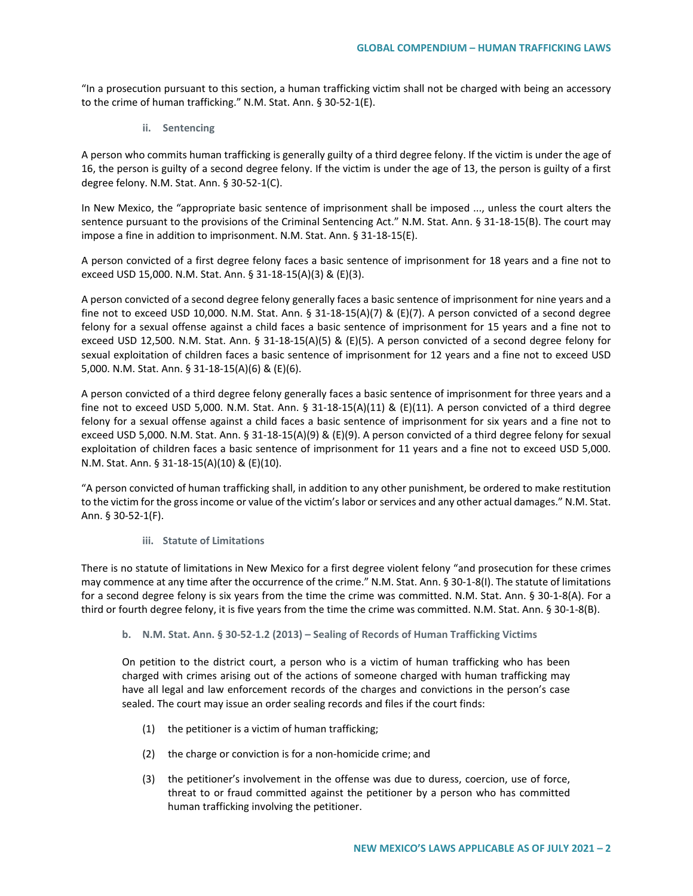"In a prosecution pursuant to this section, a human trafficking victim shall not be charged with being an accessory to the crime of human trafficking." N.M. Stat. Ann. § 30-52-1(E).

#### ii. Sentencing

A person who commits human trafficking is generally guilty of a third degree felony. If the victim is under the age of 16, the person is guilty of a second degree felony. If the victim is under the age of 13, the person is guilty of a first degree felony. N.M. Stat. Ann. § 30-52-1(C).

In New Mexico, the "appropriate basic sentence of imprisonment shall be imposed ..., unless the court alters the sentence pursuant to the provisions of the Criminal Sentencing Act." N.M. Stat. Ann. § 31-18-15(B). The court may impose a fine in addition to imprisonment. N.M. Stat. Ann. § 31-18-15(E).

A person convicted of a first degree felony faces a basic sentence of imprisonment for 18 years and a fine not to exceed USD 15,000. N.M. Stat. Ann. § 31-18-15(A)(3) & (E)(3).

A person convicted of a second degree felony generally faces a basic sentence of imprisonment for nine years and a fine not to exceed USD 10,000. N.M. Stat. Ann. § 31-18-15(A)(7) & (E)(7). A person convicted of a second degree felony for a sexual offense against a child faces a basic sentence of imprisonment for 15 years and a fine not to exceed USD 12,500. N.M. Stat. Ann. § 31-18-15(A)(5) & (E)(5). A person convicted of a second degree felony for sexual exploitation of children faces a basic sentence of imprisonment for 12 years and a fine not to exceed USD 5,000. N.M. Stat. Ann. § 31-18-15(A)(6) & (E)(6).

A person convicted of a third degree felony generally faces a basic sentence of imprisonment for three years and a fine not to exceed USD 5,000. N.M. Stat. Ann. § 31-18-15(A)(11) & (E)(11). A person convicted of a third degree felony for a sexual offense against a child faces a basic sentence of imprisonment for six years and a fine not to exceed USD 5,000. N.M. Stat. Ann. § 31-18-15(A)(9) & (E)(9). A person convicted of a third degree felony for sexual exploitation of children faces a basic sentence of imprisonment for 11 years and a fine not to exceed USD 5,000. N.M. Stat. Ann. § 31-18-15(A)(10) & (E)(10).

"A person convicted of human trafficking shall, in addition to any other punishment, be ordered to make restitution to the victim for the gross income or value of the victim's labor or services and any other actual damages." N.M. Stat. Ann. § 30-52-1(F).

#### iii. Statute of Limitations

There is no statute of limitations in New Mexico for a first degree violent felony "and prosecution for these crimes may commence at any time after the occurrence of the crime." N.M. Stat. Ann. § 30-1-8(I). The statute of limitations for a second degree felony is six years from the time the crime was committed. N.M. Stat. Ann. § 30-1-8(A). For a third or fourth degree felony, it is five years from the time the crime was committed. N.M. Stat. Ann. § 30-1-8(B).

### b. N.M. Stat. Ann. § 30-52-1.2 (2013) – Sealing of Records of Human Trafficking Victims

On petition to the district court, a person who is a victim of human trafficking who has been charged with crimes arising out of the actions of someone charged with human trafficking may have all legal and law enforcement records of the charges and convictions in the person's case sealed. The court may issue an order sealing records and files if the court finds:

(1) the petitioner is a victim of human trafficking;

(2) the charge or conviction is for a non-homicide crime; and

(3) the petitioner's involvement in the offense was due to duress, coercion, use of force, threat to or fraud committed against the petitioner by a person who has committed human trafficking involving the petitioner.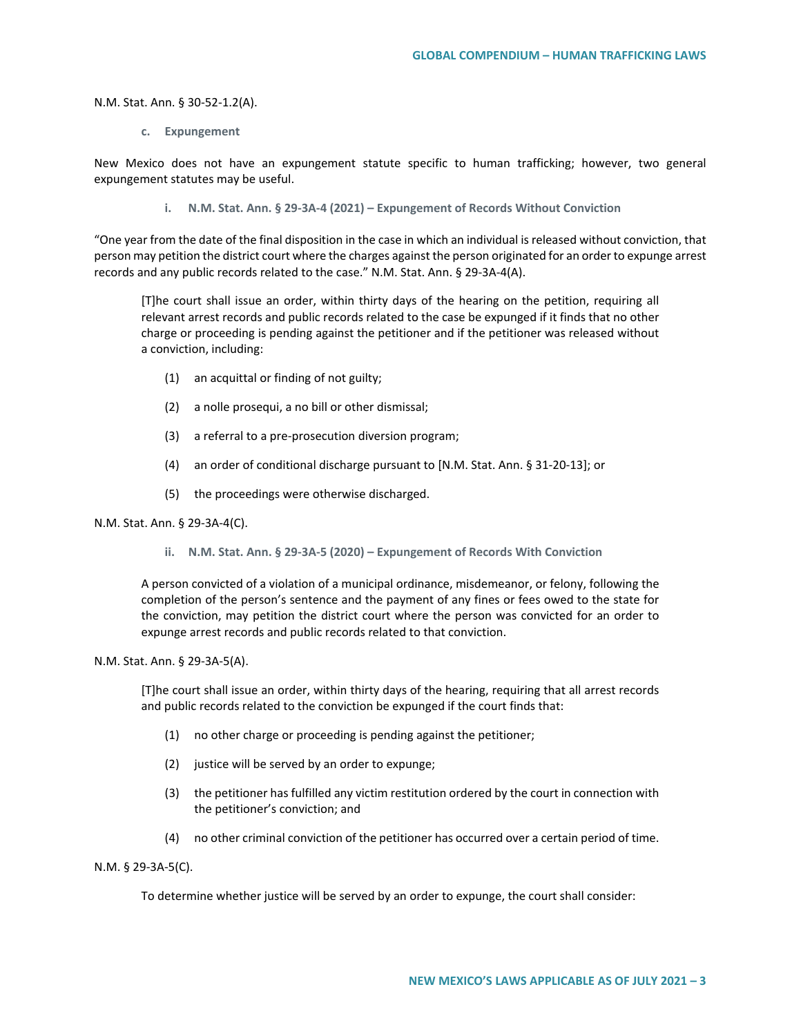N.M. Stat. Ann. § 30-52-1.2(A).

### c. Expungement

New Mexico does not have an expungement statute specific to human trafficking; however, two general expungement statutes may be useful.

#### i. N.M. Stat. Ann. § 29-3A-4 (2021) – Expungement of Records Without Conviction

"One year from the date of the final disposition in the case in which an individual is released without conviction, that person may petition the district court where the charges against the person originated for an order to expunge arrest records and any public records related to the case." N.M. Stat. Ann. § 29-3A-4(A).

> [T]he court shall issue an order, within thirty days of the hearing on the petition, requiring all relevant arrest records and public records related to the case be expunged if it finds that no other charge or proceeding is pending against the petitioner and if the petitioner was released without a conviction, including:
>
> (1) an acquittal or finding of not guilty;
>
> (2) a nolle prosequi, a no bill or other dismissal;
>
> (3) a referral to a pre-prosecution diversion program;
>
> (4) an order of conditional discharge pursuant to [N.M. Stat. Ann. § 31-20-13]; or
>
> (5) the proceedings were otherwise discharged.

N.M. Stat. Ann. § 29-3A-4(C).

#### ii. N.M. Stat. Ann. § 29-3A-5 (2020) – Expungement of Records With Conviction

> A person convicted of a violation of a municipal ordinance, misdemeanor, or felony, following the completion of the person's sentence and the payment of any fines or fees owed to the state for the conviction, may petition the district court where the person was convicted for an order to expunge arrest records and public records related to that conviction.

N.M. Stat. Ann. § 29-3A-5(A).

> [T]he court shall issue an order, within thirty days of the hearing, requiring that all arrest records and public records related to the conviction be expunged if the court finds that:
>
> (1) no other charge or proceeding is pending against the petitioner;
>
> (2) justice will be served by an order to expunge;
>
> (3) the petitioner has fulfilled any victim restitution ordered by the court in connection with the petitioner's conviction; and
>
> (4) no other criminal conviction of the petitioner has occurred over a certain period of time.

N.M. § 29-3A-5(C).

> To determine whether justice will be served by an order to expunge, the court shall consider: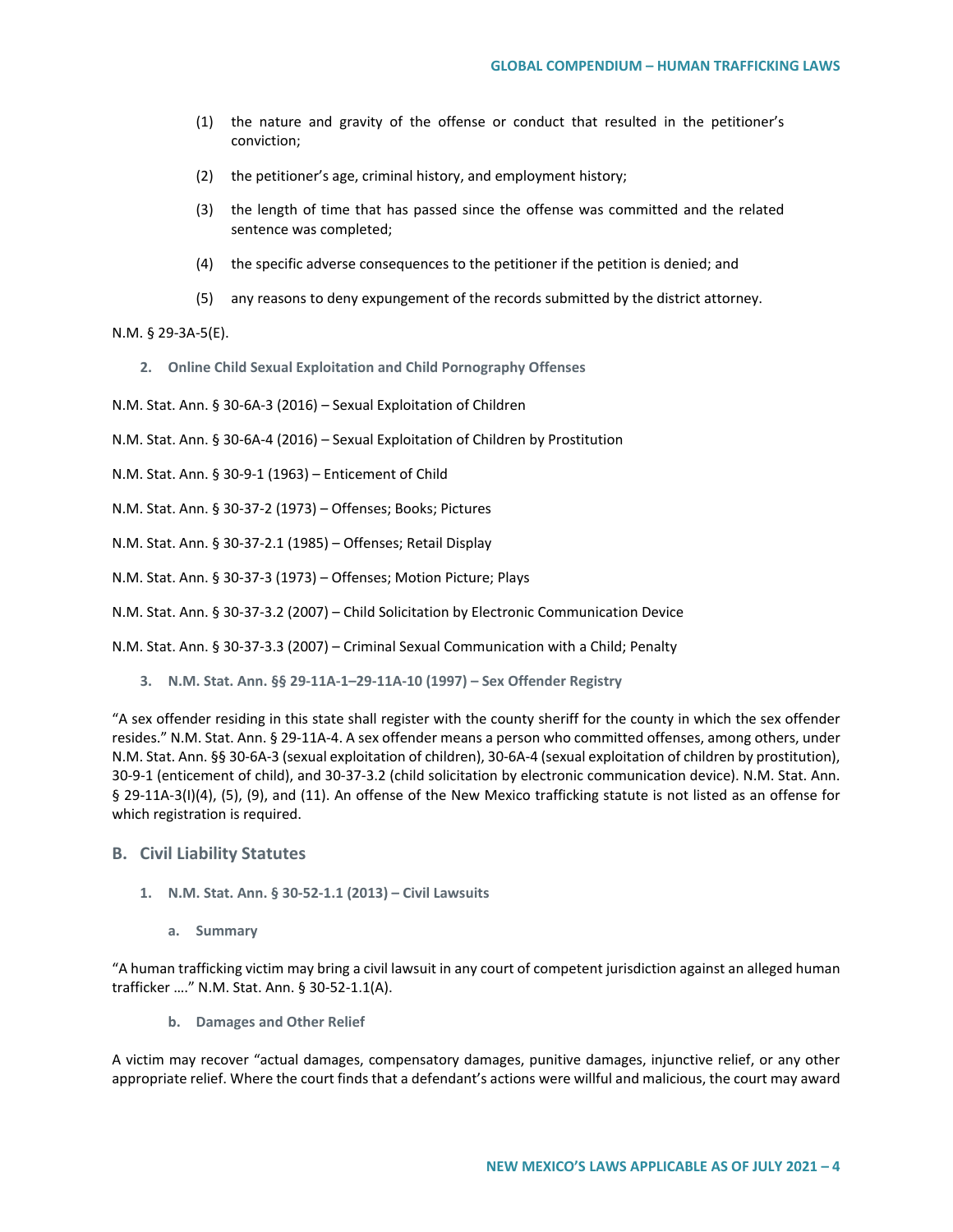(1) the nature and gravity of the offense or conduct that resulted in the petitioner's conviction;

(2) the petitioner's age, criminal history, and employment history;

(3) the length of time that has passed since the offense was committed and the related sentence was completed;

(4) the specific adverse consequences to the petitioner if the petition is denied; and

(5) any reasons to deny expungement of the records submitted by the district attorney.

N.M. § 29-3A-5(E).

### 2. Online Child Sexual Exploitation and Child Pornography Offenses

N.M. Stat. Ann. § 30-6A-3 (2016) – Sexual Exploitation of Children

N.M. Stat. Ann. § 30-6A-4 (2016) – Sexual Exploitation of Children by Prostitution

N.M. Stat. Ann. § 30-9-1 (1963) – Enticement of Child

N.M. Stat. Ann. § 30-37-2 (1973) – Offenses; Books; Pictures

N.M. Stat. Ann. § 30-37-2.1 (1985) – Offenses; Retail Display

N.M. Stat. Ann. § 30-37-3 (1973) – Offenses; Motion Picture; Plays

N.M. Stat. Ann. § 30-37-3.2 (2007) – Child Solicitation by Electronic Communication Device

N.M. Stat. Ann. § 30-37-3.3 (2007) – Criminal Sexual Communication with a Child; Penalty

### 3. N.M. Stat. Ann. §§ 29-11A-1–29-11A-10 (1997) – Sex Offender Registry

"A sex offender residing in this state shall register with the county sheriff for the county in which the sex offender resides." N.M. Stat. Ann. § 29-11A-4. A sex offender means a person who committed offenses, among others, under N.M. Stat. Ann. §§ 30-6A-3 (sexual exploitation of children), 30-6A-4 (sexual exploitation of children by prostitution), 30-9-1 (enticement of child), and 30-37-3.2 (child solicitation by electronic communication device). N.M. Stat. Ann. § 29-11A-3(I)(4), (5), (9), and (11). An offense of the New Mexico trafficking statute is not listed as an offense for which registration is required.

## B. Civil Liability Statutes

### 1. N.M. Stat. Ann. § 30-52-1.1 (2013) – Civil Lawsuits

#### a. Summary

"A human trafficking victim may bring a civil lawsuit in any court of competent jurisdiction against an alleged human trafficker …." N.M. Stat. Ann. § 30-52-1.1(A).

#### b. Damages and Other Relief

A victim may recover "actual damages, compensatory damages, punitive damages, injunctive relief, or any other appropriate relief. Where the court finds that a defendant's actions were willful and malicious, the court may award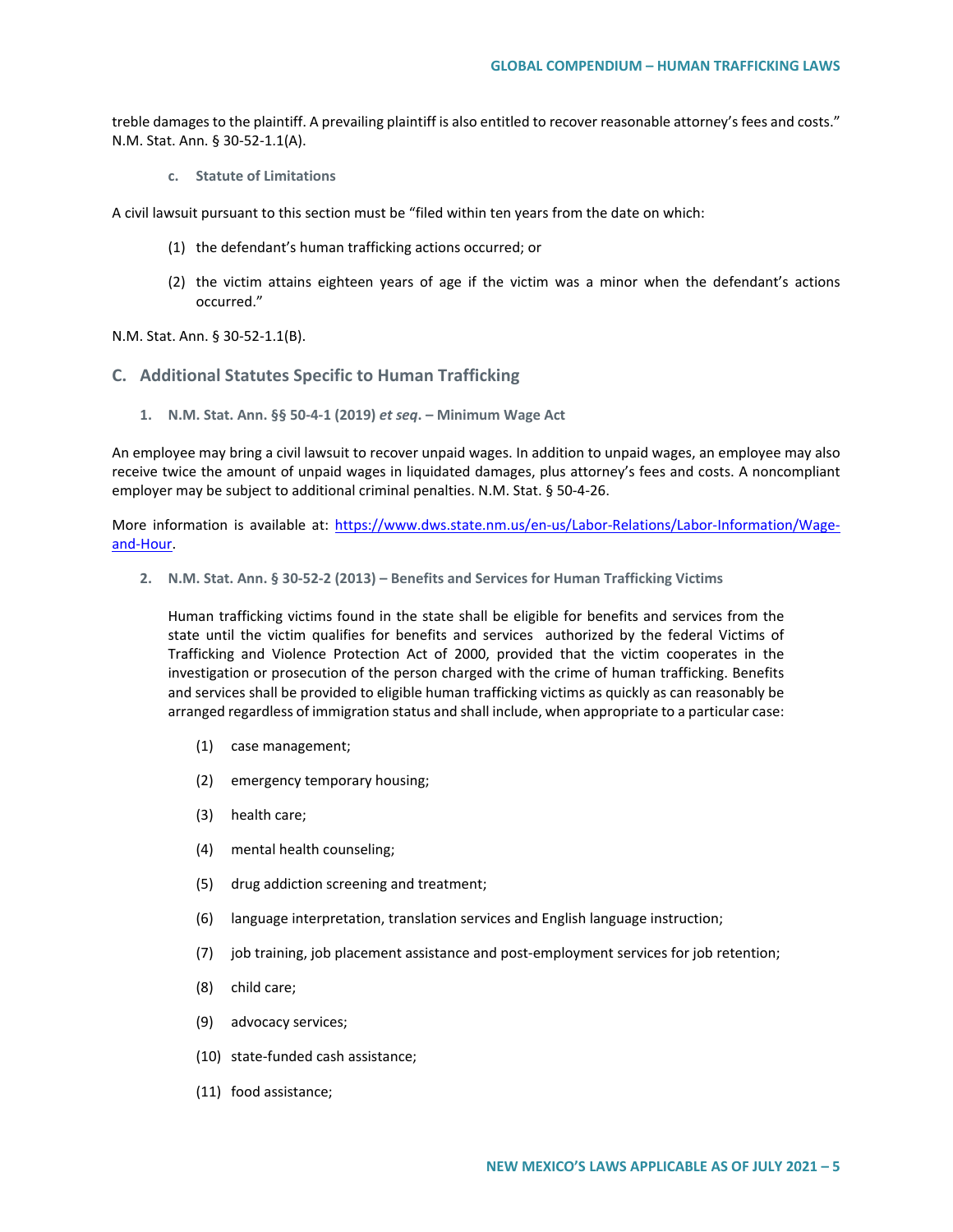treble damages to the plaintiff. A prevailing plaintiff is also entitled to recover reasonable attorney's fees and costs." N.M. Stat. Ann. § 30-52-1.1(A).

#### c. Statute of Limitations

A civil lawsuit pursuant to this section must be "filed within ten years from the date on which:

(1) the defendant's human trafficking actions occurred; or

(2) the victim attains eighteen years of age if the victim was a minor when the defendant's actions occurred."

N.M. Stat. Ann. § 30-52-1.1(B).

## C. Additional Statutes Specific to Human Trafficking

### 1. N.M. Stat. Ann. §§ 50-4-1 (2019) *et seq*. – Minimum Wage Act

An employee may bring a civil lawsuit to recover unpaid wages. In addition to unpaid wages, an employee may also receive twice the amount of unpaid wages in liquidated damages, plus attorney's fees and costs. A noncompliant employer may be subject to additional criminal penalties. N.M. Stat. § 50-4-26.

More information is available at: [https://www.dws.state.nm.us/en-us/Labor-Relations/Labor-Information/Wage-and-Hour](https://www.dws.state.nm.us/en-us/Labor-Relations/Labor-Information/Wage-and-Hour).

### 2. N.M. Stat. Ann. § 30-52-2 (2013) – Benefits and Services for Human Trafficking Victims

> Human trafficking victims found in the state shall be eligible for benefits and services from the state until the victim qualifies for benefits and services authorized by the federal Victims of Trafficking and Violence Protection Act of 2000, provided that the victim cooperates in the investigation or prosecution of the person charged with the crime of human trafficking. Benefits and services shall be provided to eligible human trafficking victims as quickly as can reasonably be arranged regardless of immigration status and shall include, when appropriate to a particular case:
>
> (1) case management;
>
> (2) emergency temporary housing;
>
> (3) health care;
>
> (4) mental health counseling;
>
> (5) drug addiction screening and treatment;
>
> (6) language interpretation, translation services and English language instruction;
>
> (7) job training, job placement assistance and post-employment services for job retention;
>
> (8) child care;
>
> (9) advocacy services;
>
> (10) state-funded cash assistance;
>
> (11) food assistance;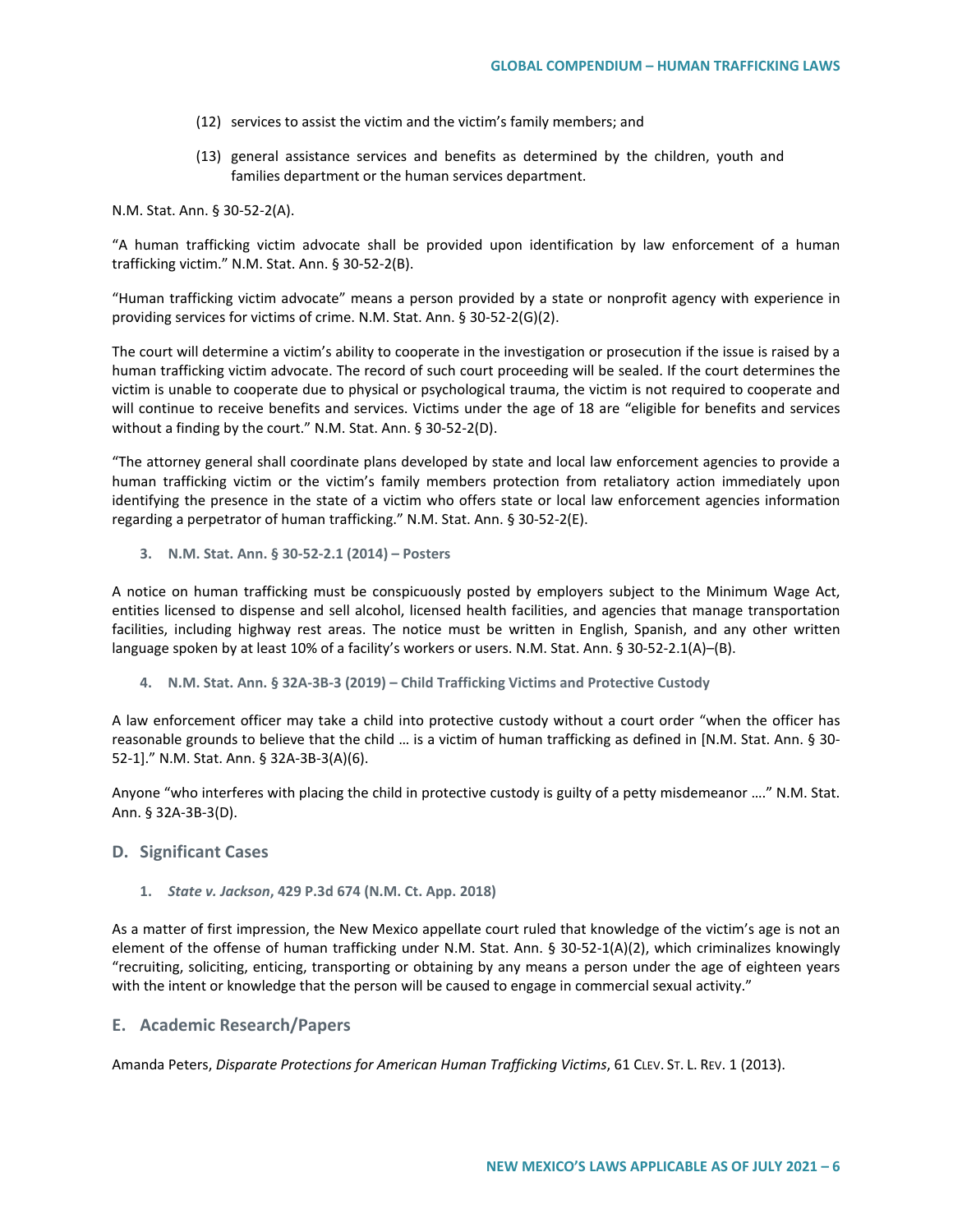(12) services to assist the victim and the victim's family members; and

(13) general assistance services and benefits as determined by the children, youth and families department or the human services department.

N.M. Stat. Ann. § 30-52-2(A).

"A human trafficking victim advocate shall be provided upon identification by law enforcement of a human trafficking victim." N.M. Stat. Ann. § 30-52-2(B).

"Human trafficking victim advocate" means a person provided by a state or nonprofit agency with experience in providing services for victims of crime. N.M. Stat. Ann. § 30-52-2(G)(2).

The court will determine a victim's ability to cooperate in the investigation or prosecution if the issue is raised by a human trafficking victim advocate. The record of such court proceeding will be sealed. If the court determines the victim is unable to cooperate due to physical or psychological trauma, the victim is not required to cooperate and will continue to receive benefits and services. Victims under the age of 18 are "eligible for benefits and services without a finding by the court." N.M. Stat. Ann. § 30-52-2(D).

"The attorney general shall coordinate plans developed by state and local law enforcement agencies to provide a human trafficking victim or the victim's family members protection from retaliatory action immediately upon identifying the presence in the state of a victim who offers state or local law enforcement agencies information regarding a perpetrator of human trafficking." N.M. Stat. Ann. § 30-52-2(E).

#### 3. N.M. Stat. Ann. § 30-52-2.1 (2014) – Posters

A notice on human trafficking must be conspicuously posted by employers subject to the Minimum Wage Act, entities licensed to dispense and sell alcohol, licensed health facilities, and agencies that manage transportation facilities, including highway rest areas. The notice must be written in English, Spanish, and any other written language spoken by at least 10% of a facility's workers or users. N.M. Stat. Ann. § 30-52-2.1(A)–(B).

#### 4. N.M. Stat. Ann. § 32A-3B-3 (2019) – Child Trafficking Victims and Protective Custody

A law enforcement officer may take a child into protective custody without a court order "when the officer has reasonable grounds to believe that the child … is a victim of human trafficking as defined in [N.M. Stat. Ann. § 30-52-1]." N.M. Stat. Ann. § 32A-3B-3(A)(6).

Anyone "who interferes with placing the child in protective custody is guilty of a petty misdemeanor …." N.M. Stat. Ann. § 32A-3B-3(D).

### D. Significant Cases

#### 1. *State v. Jackson*, 429 P.3d 674 (N.M. Ct. App. 2018)

As a matter of first impression, the New Mexico appellate court ruled that knowledge of the victim's age is not an element of the offense of human trafficking under N.M. Stat. Ann. § 30-52-1(A)(2), which criminalizes knowingly "recruiting, soliciting, enticing, transporting or obtaining by any means a person under the age of eighteen years with the intent or knowledge that the person will be caused to engage in commercial sexual activity."

### E. Academic Research/Papers

Amanda Peters, *Disparate Protections for American Human Trafficking Victims*, 61 CLEV. ST. L. REV. 1 (2013).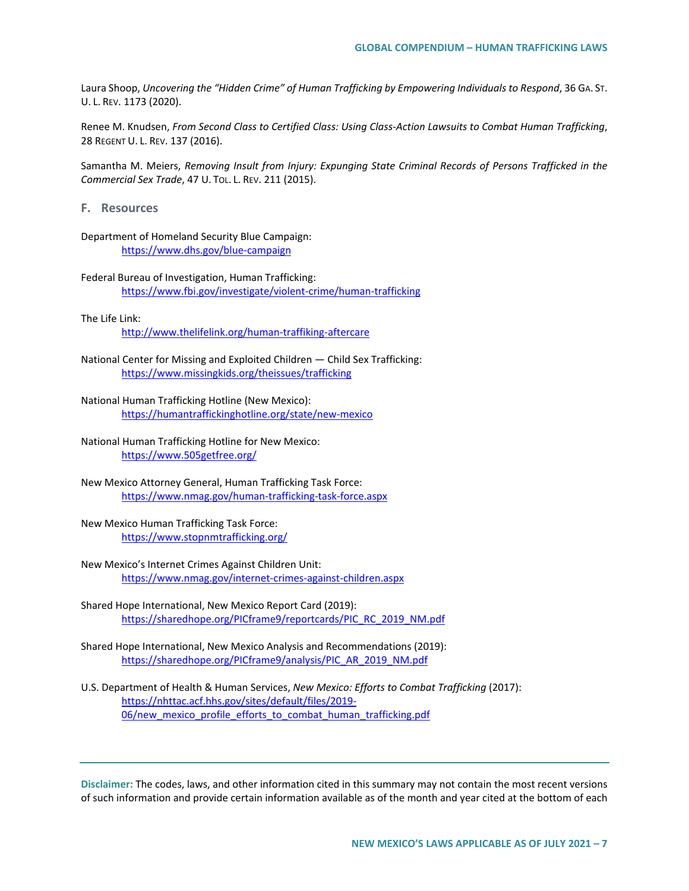Laura Shoop, *Uncovering the "Hidden Crime" of Human Trafficking by Empowering Individuals to Respond*, 36 GA. ST. U. L. REV. 1173 (2020).

Renee M. Knudsen, *From Second Class to Certified Class: Using Class-Action Lawsuits to Combat Human Trafficking*, 28 REGENT U. L. REV. 137 (2016).

Samantha M. Meiers, *Removing Insult from Injury: Expunging State Criminal Records of Persons Trafficked in the Commercial Sex Trade*, 47 U. TOL. L. REV. 211 (2015).

## F. Resources

Department of Homeland Security Blue Campaign:
https://www.dhs.gov/blue-campaign

Federal Bureau of Investigation, Human Trafficking:
https://www.fbi.gov/investigate/violent-crime/human-trafficking

The Life Link:
http://www.thelifelink.org/human-traffiking-aftercare

National Center for Missing and Exploited Children — Child Sex Trafficking:
https://www.missingkids.org/theissues/trafficking

National Human Trafficking Hotline (New Mexico):
https://humantraffickinghotline.org/state/new-mexico

National Human Trafficking Hotline for New Mexico:
https://www.505getfree.org/

New Mexico Attorney General, Human Trafficking Task Force:
https://www.nmag.gov/human-trafficking-task-force.aspx

New Mexico Human Trafficking Task Force:
https://www.stopnmtrafficking.org/

New Mexico's Internet Crimes Against Children Unit:
https://www.nmag.gov/internet-crimes-against-children.aspx

Shared Hope International, New Mexico Report Card (2019):
https://sharedhope.org/PICframe9/reportcards/PIC_RC_2019_NM.pdf

Shared Hope International, New Mexico Analysis and Recommendations (2019):
https://sharedhope.org/PICframe9/analysis/PIC_AR_2019_NM.pdf

U.S. Department of Health & Human Services, *New Mexico: Efforts to Combat Trafficking* (2017):
https://nhttac.acf.hhs.gov/sites/default/files/2019-06/new_mexico_profile_efforts_to_combat_human_trafficking.pdf

---

**Disclaimer:** The codes, laws, and other information cited in this summary may not contain the most recent versions of such information and provide certain information available as of the month and year cited at the bottom of each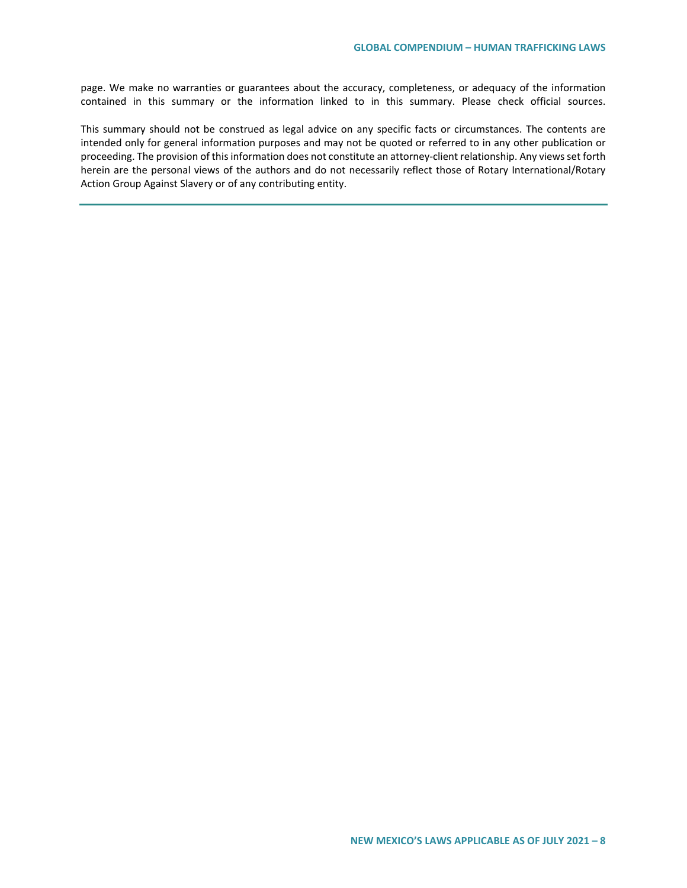page. We make no warranties or guarantees about the accuracy, completeness, or adequacy of the information contained in this summary or the information linked to in this summary. Please check official sources.

This summary should not be construed as legal advice on any specific facts or circumstances. The contents are intended only for general information purposes and may not be quoted or referred to in any other publication or proceeding. The provision of this information does not constitute an attorney-client relationship. Any views set forth herein are the personal views of the authors and do not necessarily reflect those of Rotary International/Rotary Action Group Against Slavery or of any contributing entity.